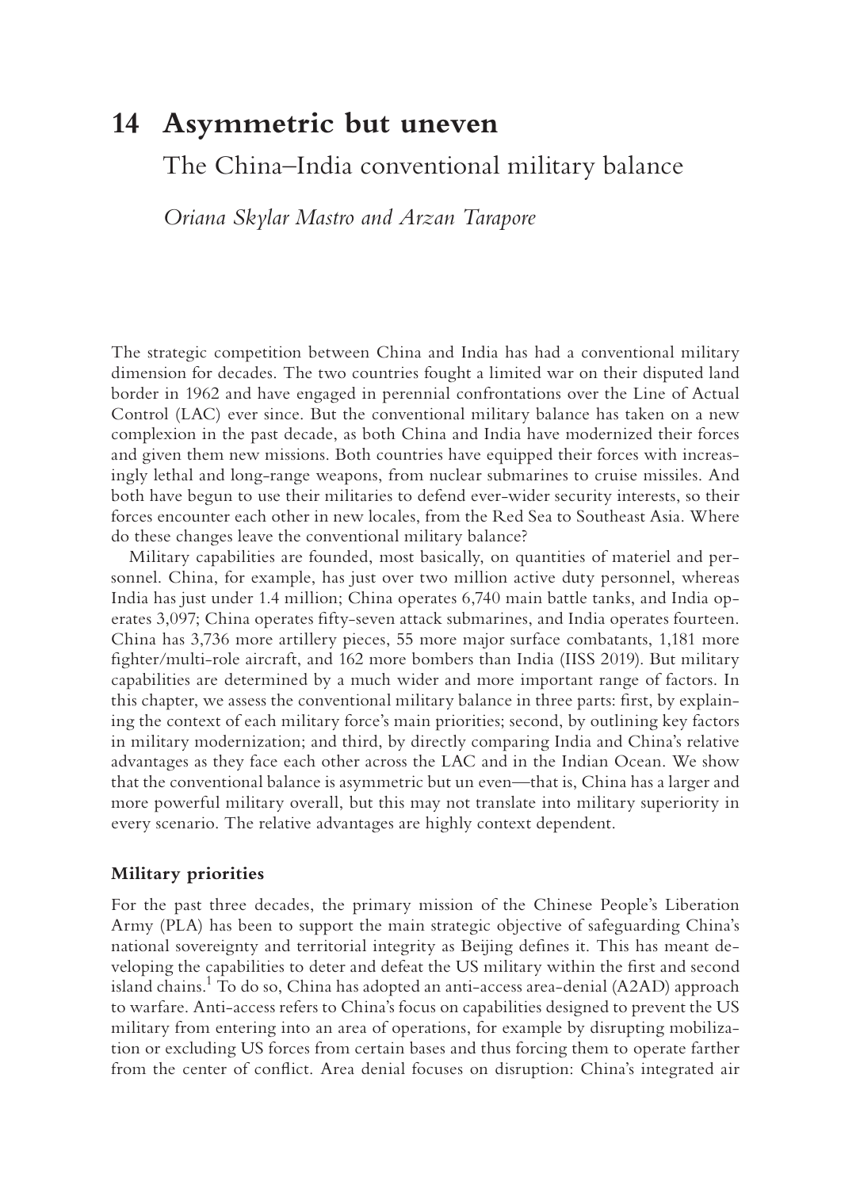# 14 Asymmetric but uneven

## The China–India conventional military balance

*Oriana Skylar Mastro and Arzan Tarapore*

The strategic competition between China and India has had a conventional military dimension for decades. The two countries fought a limited war on their disputed land border in 1962 and have engaged in perennial confrontations over the Line of Actual Control (LAC) ever since. But the conventional military balance has taken on a new complexion in the past decade, as both China and India have modernized their forces and given them new missions. Both countries have equipped their forces with increasingly lethal and long-range weapons, from nuclear submarines to cruise missiles. And both have begun to use their militaries to defend ever-wider security interests, so their forces encounter each other in new locales, from the Red Sea to Southeast Asia. Where do these changes leave the conventional military balance?

Military capabilities are founded, most basically, on quantities of materiel and personnel. China, for example, has just over two million active duty personnel, whereas India has just under 1.4 million; China operates 6,740 main battle tanks, and India operates 3,097; China operates fifty-seven attack submarines, and India operates fourteen. China has 3,736 more artillery pieces, 55 more major surface combatants, 1,181 more fighter/multi-role aircraft, and 162 more bombers than India (IISS 2019). But military capabilities are determined by a much wider and more important range of factors. In this chapter, we assess the conventional military balance in three parts: first, by explaining the context of each military force's main priorities; second, by outlining key factors in military modernization; and third, by directly comparing India and China's relative advantages as they face each other across the LAC and in the Indian Ocean. We show that the conventional balance is asymmetric but un even—that is, China has a larger and more powerful military overall, but this may not translate into military superiority in every scenario. The relative advantages are highly context dependent.

### Military priorities

For the past three decades, the primary mission of the Chinese People's Liberation Army (PLA) has been to support the main strategic objective of safeguarding China's national sovereignty and territorial integrity as Beijing defines it. This has meant developing the capabilities to deter and defeat the US military within the first and second island chains.[1] To do so, China has adopted an anti-access area-denial (A2AD) approach to warfare. Anti-access refers to China's focus on capabilities designed to prevent the US military from entering into an area of operations, for example by disrupting mobilization or excluding US forces from certain bases and thus forcing them to operate farther from the center of conflict. Area denial focuses on disruption: China's integrated air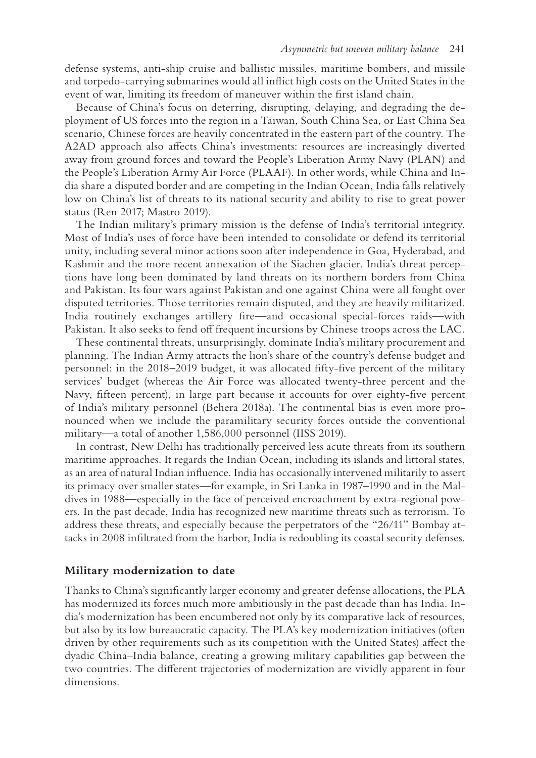defense systems, anti-ship cruise and ballistic missiles, maritime bombers, and missile and torpedo-carrying submarines would all inflict high costs on the United States in the event of war, limiting its freedom of maneuver within the first island chain.

Because of China's focus on deterring, disrupting, delaying, and degrading the deployment of US forces into the region in a Taiwan, South China Sea, or East China Sea scenario, Chinese forces are heavily concentrated in the eastern part of the country. The A2AD approach also affects China's investments: resources are increasingly diverted away from ground forces and toward the People's Liberation Army Navy (PLAN) and the People's Liberation Army Air Force (PLAAF). In other words, while China and India share a disputed border and are competing in the Indian Ocean, India falls relatively low on China's list of threats to its national security and ability to rise to great power status (Ren 2017; Mastro 2019).

The Indian military's primary mission is the defense of India's territorial integrity. Most of India's uses of force have been intended to consolidate or defend its territorial unity, including several minor actions soon after independence in Goa, Hyderabad, and Kashmir and the more recent annexation of the Siachen glacier. India's threat perceptions have long been dominated by land threats on its northern borders from China and Pakistan. Its four wars against Pakistan and one against China were all fought over disputed territories. Those territories remain disputed, and they are heavily militarized. India routinely exchanges artillery fire—and occasional special-forces raids—with Pakistan. It also seeks to fend off frequent incursions by Chinese troops across the LAC.

These continental threats, unsurprisingly, dominate India's military procurement and planning. The Indian Army attracts the lion's share of the country's defense budget and personnel: in the 2018–2019 budget, it was allocated fifty-five percent of the military services' budget (whereas the Air Force was allocated twenty-three percent and the Navy, fifteen percent), in large part because it accounts for over eighty-five percent of India's military personnel (Behera 2018a). The continental bias is even more pronounced when we include the paramilitary security forces outside the conventional military—a total of another 1,586,000 personnel (IISS 2019).

In contrast, New Delhi has traditionally perceived less acute threats from its southern maritime approaches. It regards the Indian Ocean, including its islands and littoral states, as an area of natural Indian influence. India has occasionally intervened militarily to assert its primacy over smaller states—for example, in Sri Lanka in 1987–1990 and in the Maldives in 1988—especially in the face of perceived encroachment by extra-regional powers. In the past decade, India has recognized new maritime threats such as terrorism. To address these threats, and especially because the perpetrators of the "26/11" Bombay attacks in 2008 infiltrated from the harbor, India is redoubling its coastal security defenses.

## Military modernization to date

Thanks to China's significantly larger economy and greater defense allocations, the PLA has modernized its forces much more ambitiously in the past decade than has India. India's modernization has been encumbered not only by its comparative lack of resources, but also by its low bureaucratic capacity. The PLA's key modernization initiatives (often driven by other requirements such as its competition with the United States) affect the dyadic China–India balance, creating a growing military capabilities gap between the two countries. The different trajectories of modernization are vividly apparent in four dimensions.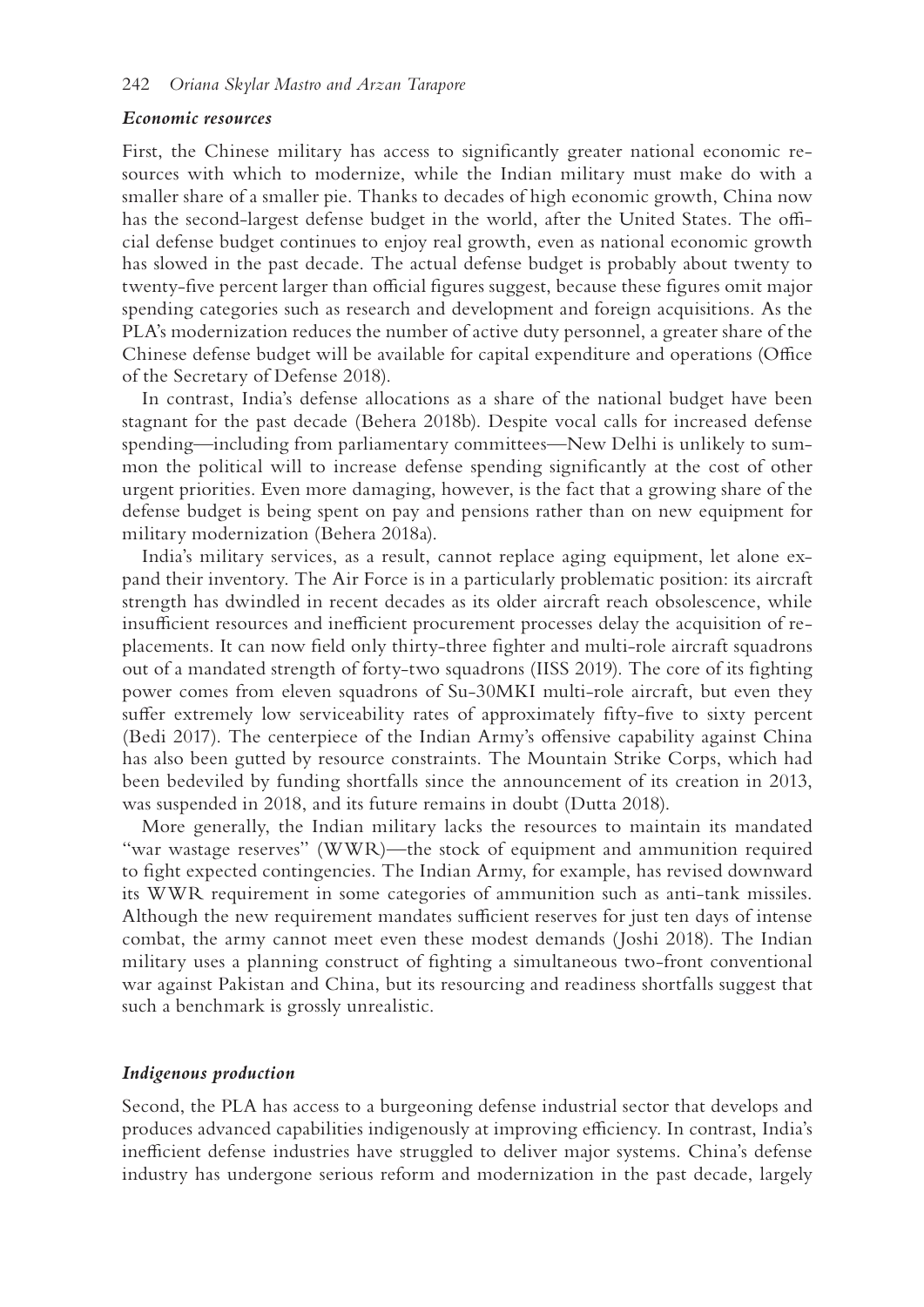### *Economic resources*

First, the Chinese military has access to significantly greater national economic resources with which to modernize, while the Indian military must make do with a smaller share of a smaller pie. Thanks to decades of high economic growth, China now has the second-largest defense budget in the world, after the United States. The official defense budget continues to enjoy real growth, even as national economic growth has slowed in the past decade. The actual defense budget is probably about twenty to twenty-five percent larger than official figures suggest, because these figures omit major spending categories such as research and development and foreign acquisitions. As the PLA's modernization reduces the number of active duty personnel, a greater share of the Chinese defense budget will be available for capital expenditure and operations (Office of the Secretary of Defense 2018).

In contrast, India's defense allocations as a share of the national budget have been stagnant for the past decade (Behera 2018b). Despite vocal calls for increased defense spending—including from parliamentary committees—New Delhi is unlikely to summon the political will to increase defense spending significantly at the cost of other urgent priorities. Even more damaging, however, is the fact that a growing share of the defense budget is being spent on pay and pensions rather than on new equipment for military modernization (Behera 2018a).

India's military services, as a result, cannot replace aging equipment, let alone expand their inventory. The Air Force is in a particularly problematic position: its aircraft strength has dwindled in recent decades as its older aircraft reach obsolescence, while insufficient resources and inefficient procurement processes delay the acquisition of replacements. It can now field only thirty-three fighter and multi-role aircraft squadrons out of a mandated strength of forty-two squadrons (IISS 2019). The core of its fighting power comes from eleven squadrons of Su-30MKI multi-role aircraft, but even they suffer extremely low serviceability rates of approximately fifty-five to sixty percent (Bedi 2017). The centerpiece of the Indian Army's offensive capability against China has also been gutted by resource constraints. The Mountain Strike Corps, which had been bedeviled by funding shortfalls since the announcement of its creation in 2013, was suspended in 2018, and its future remains in doubt (Dutta 2018).

More generally, the Indian military lacks the resources to maintain its mandated "war wastage reserves" (WWR)—the stock of equipment and ammunition required to fight expected contingencies. The Indian Army, for example, has revised downward its WWR requirement in some categories of ammunition such as anti-tank missiles. Although the new requirement mandates sufficient reserves for just ten days of intense combat, the army cannot meet even these modest demands (Joshi 2018). The Indian military uses a planning construct of fighting a simultaneous two-front conventional war against Pakistan and China, but its resourcing and readiness shortfalls suggest that such a benchmark is grossly unrealistic.

### *Indigenous production*

Second, the PLA has access to a burgeoning defense industrial sector that develops and produces advanced capabilities indigenously at improving efficiency. In contrast, India's inefficient defense industries have struggled to deliver major systems. China's defense industry has undergone serious reform and modernization in the past decade, largely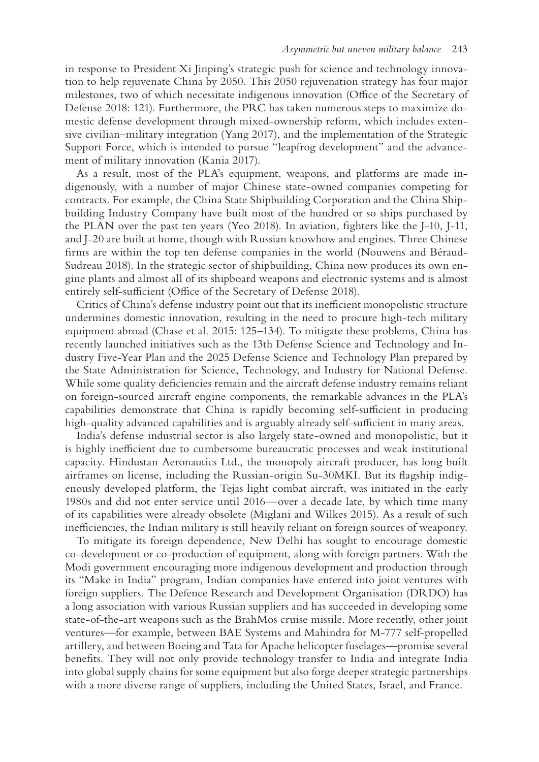in response to President Xi Jinping's strategic push for science and technology innovation to help rejuvenate China by 2050. This 2050 rejuvenation strategy has four major milestones, two of which necessitate indigenous innovation (Office of the Secretary of Defense 2018: 121). Furthermore, the PRC has taken numerous steps to maximize domestic defense development through mixed-ownership reform, which includes extensive civilian–military integration (Yang 2017), and the implementation of the Strategic Support Force, which is intended to pursue "leapfrog development" and the advancement of military innovation (Kania 2017).

As a result, most of the PLA's equipment, weapons, and platforms are made indigenously, with a number of major Chinese state-owned companies competing for contracts. For example, the China State Shipbuilding Corporation and the China Shipbuilding Industry Company have built most of the hundred or so ships purchased by the PLAN over the past ten years (Yeo 2018). In aviation, fighters like the J-10, J-11, and J-20 are built at home, though with Russian knowhow and engines. Three Chinese firms are within the top ten defense companies in the world (Nouwens and Béraud-Sudreau 2018). In the strategic sector of shipbuilding, China now produces its own engine plants and almost all of its shipboard weapons and electronic systems and is almost entirely self-sufficient (Office of the Secretary of Defense 2018).

Critics of China's defense industry point out that its inefficient monopolistic structure undermines domestic innovation, resulting in the need to procure high-tech military equipment abroad (Chase et al. 2015: 125–134). To mitigate these problems, China has recently launched initiatives such as the 13th Defense Science and Technology and Industry Five-Year Plan and the 2025 Defense Science and Technology Plan prepared by the State Administration for Science, Technology, and Industry for National Defense. While some quality deficiencies remain and the aircraft defense industry remains reliant on foreign-sourced aircraft engine components, the remarkable advances in the PLA's capabilities demonstrate that China is rapidly becoming self-sufficient in producing high-quality advanced capabilities and is arguably already self-sufficient in many areas.

India's defense industrial sector is also largely state-owned and monopolistic, but it is highly inefficient due to cumbersome bureaucratic processes and weak institutional capacity. Hindustan Aeronautics Ltd., the monopoly aircraft producer, has long built airframes on license, including the Russian-origin Su-30MKI. But its flagship indigenously developed platform, the Tejas light combat aircraft, was initiated in the early 1980s and did not enter service until 2016—over a decade late, by which time many of its capabilities were already obsolete (Miglani and Wilkes 2015). As a result of such inefficiencies, the Indian military is still heavily reliant on foreign sources of weaponry.

To mitigate its foreign dependence, New Delhi has sought to encourage domestic co-development or co-production of equipment, along with foreign partners. With the Modi government encouraging more indigenous development and production through its "Make in India" program, Indian companies have entered into joint ventures with foreign suppliers. The Defence Research and Development Organisation (DRDO) has a long association with various Russian suppliers and has succeeded in developing some state-of-the-art weapons such as the BrahMos cruise missile. More recently, other joint ventures—for example, between BAE Systems and Mahindra for M-777 self-propelled artillery, and between Boeing and Tata for Apache helicopter fuselages—promise several benefits. They will not only provide technology transfer to India and integrate India into global supply chains for some equipment but also forge deeper strategic partnerships with a more diverse range of suppliers, including the United States, Israel, and France.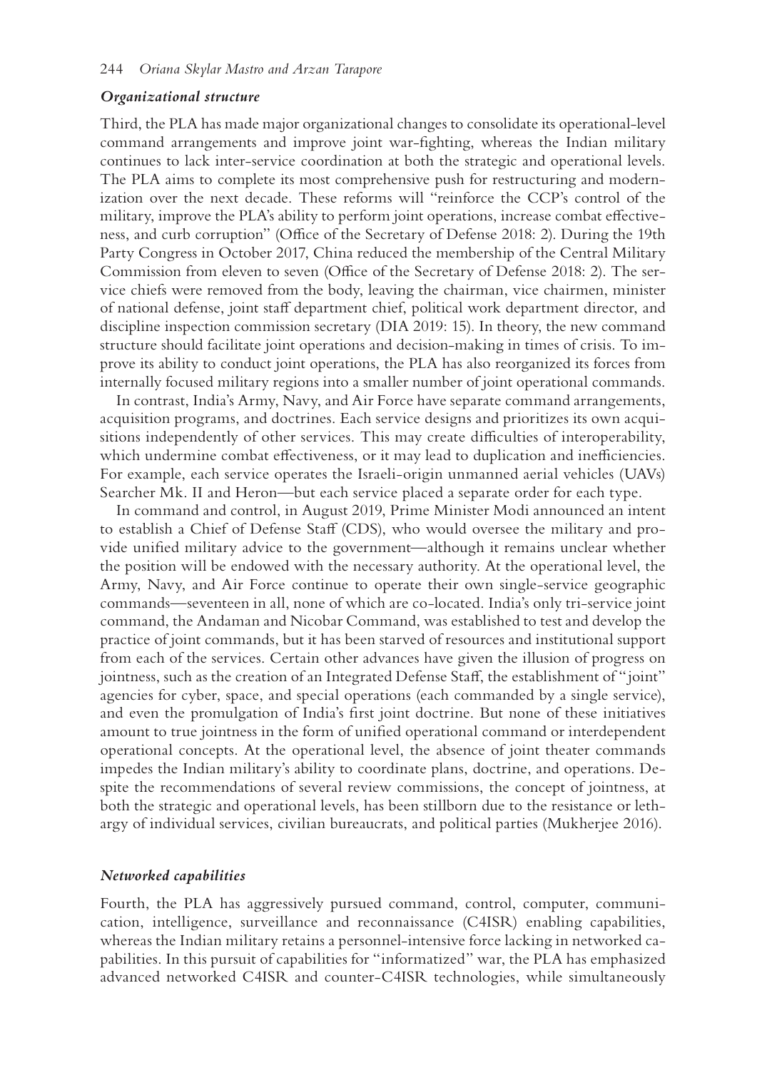### *Organizational structure*

Third, the PLA has made major organizational changes to consolidate its operational-level command arrangements and improve joint war-fighting, whereas the Indian military continues to lack inter-service coordination at both the strategic and operational levels. The PLA aims to complete its most comprehensive push for restructuring and modernization over the next decade. These reforms will "reinforce the CCP's control of the military, improve the PLA's ability to perform joint operations, increase combat effectiveness, and curb corruption" (Office of the Secretary of Defense 2018: 2). During the 19th Party Congress in October 2017, China reduced the membership of the Central Military Commission from eleven to seven (Office of the Secretary of Defense 2018: 2). The service chiefs were removed from the body, leaving the chairman, vice chairmen, minister of national defense, joint staff department chief, political work department director, and discipline inspection commission secretary (DIA 2019: 15). In theory, the new command structure should facilitate joint operations and decision-making in times of crisis. To improve its ability to conduct joint operations, the PLA has also reorganized its forces from internally focused military regions into a smaller number of joint operational commands.

In contrast, India's Army, Navy, and Air Force have separate command arrangements, acquisition programs, and doctrines. Each service designs and prioritizes its own acquisitions independently of other services. This may create difficulties of interoperability, which undermine combat effectiveness, or it may lead to duplication and inefficiencies. For example, each service operates the Israeli-origin unmanned aerial vehicles (UAVs) Searcher Mk. II and Heron—but each service placed a separate order for each type.

In command and control, in August 2019, Prime Minister Modi announced an intent to establish a Chief of Defense Staff (CDS), who would oversee the military and provide unified military advice to the government—although it remains unclear whether the position will be endowed with the necessary authority. At the operational level, the Army, Navy, and Air Force continue to operate their own single-service geographic commands—seventeen in all, none of which are co-located. India's only tri-service joint command, the Andaman and Nicobar Command, was established to test and develop the practice of joint commands, but it has been starved of resources and institutional support from each of the services. Certain other advances have given the illusion of progress on jointness, such as the creation of an Integrated Defense Staff, the establishment of "joint" agencies for cyber, space, and special operations (each commanded by a single service), and even the promulgation of India's first joint doctrine. But none of these initiatives amount to true jointness in the form of unified operational command or interdependent operational concepts. At the operational level, the absence of joint theater commands impedes the Indian military's ability to coordinate plans, doctrine, and operations. Despite the recommendations of several review commissions, the concept of jointness, at both the strategic and operational levels, has been stillborn due to the resistance or lethargy of individual services, civilian bureaucrats, and political parties (Mukherjee 2016).

### *Networked capabilities*

Fourth, the PLA has aggressively pursued command, control, computer, communication, intelligence, surveillance and reconnaissance (C4ISR) enabling capabilities, whereas the Indian military retains a personnel-intensive force lacking in networked capabilities. In this pursuit of capabilities for "informatized" war, the PLA has emphasized advanced networked C4ISR and counter-C4ISR technologies, while simultaneously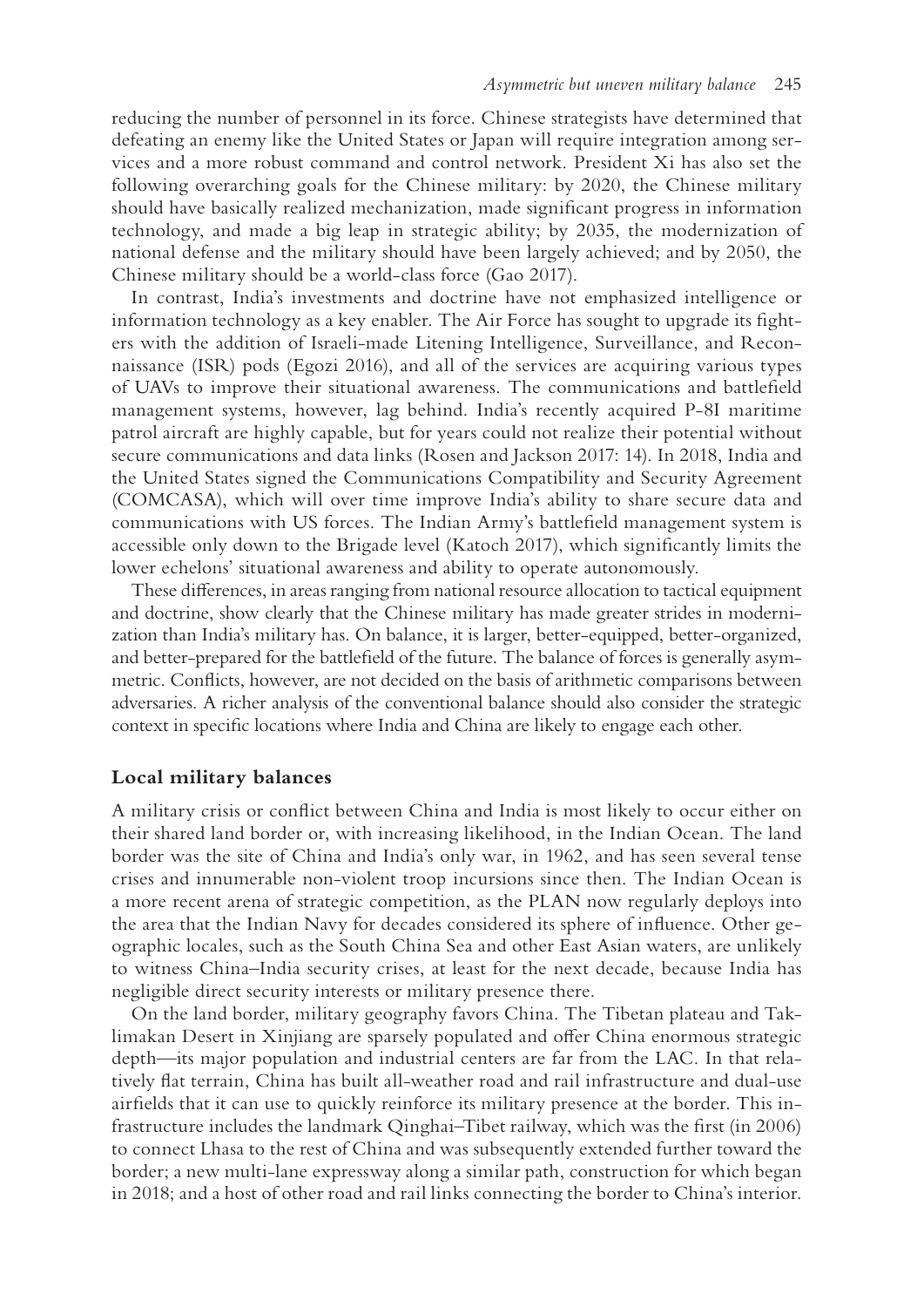reducing the number of personnel in its force. Chinese strategists have determined that defeating an enemy like the United States or Japan will require integration among services and a more robust command and control network. President Xi has also set the following overarching goals for the Chinese military: by 2020, the Chinese military should have basically realized mechanization, made significant progress in information technology, and made a big leap in strategic ability; by 2035, the modernization of national defense and the military should have been largely achieved; and by 2050, the Chinese military should be a world-class force (Gao 2017).

In contrast, India's investments and doctrine have not emphasized intelligence or information technology as a key enabler. The Air Force has sought to upgrade its fighters with the addition of Israeli-made Litening Intelligence, Surveillance, and Reconnaissance (ISR) pods (Egozi 2016), and all of the services are acquiring various types of UAVs to improve their situational awareness. The communications and battlefield management systems, however, lag behind. India's recently acquired P-8I maritime patrol aircraft are highly capable, but for years could not realize their potential without secure communications and data links (Rosen and Jackson 2017: 14). In 2018, India and the United States signed the Communications Compatibility and Security Agreement (COMCASA), which will over time improve India's ability to share secure data and communications with US forces. The Indian Army's battlefield management system is accessible only down to the Brigade level (Katoch 2017), which significantly limits the lower echelons' situational awareness and ability to operate autonomously.

These differences, in areas ranging from national resource allocation to tactical equipment and doctrine, show clearly that the Chinese military has made greater strides in modernization than India's military has. On balance, it is larger, better-equipped, better-organized, and better-prepared for the battlefield of the future. The balance of forces is generally asymmetric. Conflicts, however, are not decided on the basis of arithmetic comparisons between adversaries. A richer analysis of the conventional balance should also consider the strategic context in specific locations where India and China are likely to engage each other.

## Local military balances

A military crisis or conflict between China and India is most likely to occur either on their shared land border or, with increasing likelihood, in the Indian Ocean. The land border was the site of China and India's only war, in 1962, and has seen several tense crises and innumerable non-violent troop incursions since then. The Indian Ocean is a more recent arena of strategic competition, as the PLAN now regularly deploys into the area that the Indian Navy for decades considered its sphere of influence. Other geographic locales, such as the South China Sea and other East Asian waters, are unlikely to witness China–India security crises, at least for the next decade, because India has negligible direct security interests or military presence there.

On the land border, military geography favors China. The Tibetan plateau and Taklimakan Desert in Xinjiang are sparsely populated and offer China enormous strategic depth—its major population and industrial centers are far from the LAC. In that relatively flat terrain, China has built all-weather road and rail infrastructure and dual-use airfields that it can use to quickly reinforce its military presence at the border. This infrastructure includes the landmark Qinghai–Tibet railway, which was the first (in 2006) to connect Lhasa to the rest of China and was subsequently extended further toward the border; a new multi-lane expressway along a similar path, construction for which began in 2018; and a host of other road and rail links connecting the border to China's interior.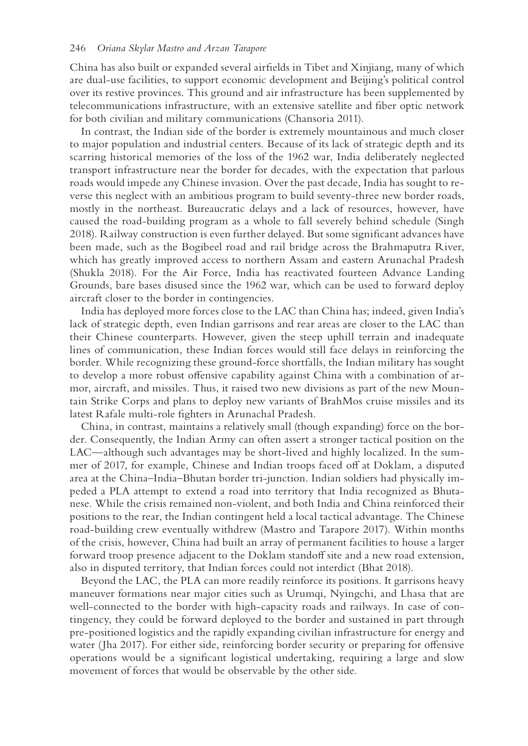China has also built or expanded several airfields in Tibet and Xinjiang, many of which are dual-use facilities, to support economic development and Beijing's political control over its restive provinces. This ground and air infrastructure has been supplemented by telecommunications infrastructure, with an extensive satellite and fiber optic network for both civilian and military communications (Chansoria 2011).

In contrast, the Indian side of the border is extremely mountainous and much closer to major population and industrial centers. Because of its lack of strategic depth and its scarring historical memories of the loss of the 1962 war, India deliberately neglected transport infrastructure near the border for decades, with the expectation that parlous roads would impede any Chinese invasion. Over the past decade, India has sought to reverse this neglect with an ambitious program to build seventy-three new border roads, mostly in the northeast. Bureaucratic delays and a lack of resources, however, have caused the road-building program as a whole to fall severely behind schedule (Singh 2018). Railway construction is even further delayed. But some significant advances have been made, such as the Bogibeel road and rail bridge across the Brahmaputra River, which has greatly improved access to northern Assam and eastern Arunachal Pradesh (Shukla 2018). For the Air Force, India has reactivated fourteen Advance Landing Grounds, bare bases disused since the 1962 war, which can be used to forward deploy aircraft closer to the border in contingencies.

India has deployed more forces close to the LAC than China has; indeed, given India's lack of strategic depth, even Indian garrisons and rear areas are closer to the LAC than their Chinese counterparts. However, given the steep uphill terrain and inadequate lines of communication, these Indian forces would still face delays in reinforcing the border. While recognizing these ground-force shortfalls, the Indian military has sought to develop a more robust offensive capability against China with a combination of armor, aircraft, and missiles. Thus, it raised two new divisions as part of the new Mountain Strike Corps and plans to deploy new variants of BrahMos cruise missiles and its latest Rafale multi-role fighters in Arunachal Pradesh.

China, in contrast, maintains a relatively small (though expanding) force on the border. Consequently, the Indian Army can often assert a stronger tactical position on the LAC—although such advantages may be short-lived and highly localized. In the summer of 2017, for example, Chinese and Indian troops faced off at Doklam, a disputed area at the China–India–Bhutan border tri-junction. Indian soldiers had physically impeded a PLA attempt to extend a road into territory that India recognized as Bhutanese. While the crisis remained non-violent, and both India and China reinforced their positions to the rear, the Indian contingent held a local tactical advantage. The Chinese road-building crew eventually withdrew (Mastro and Tarapore 2017). Within months of the crisis, however, China had built an array of permanent facilities to house a larger forward troop presence adjacent to the Doklam standoff site and a new road extension, also in disputed territory, that Indian forces could not interdict (Bhat 2018).

Beyond the LAC, the PLA can more readily reinforce its positions. It garrisons heavy maneuver formations near major cities such as Urumqi, Nyingchi, and Lhasa that are well-connected to the border with high-capacity roads and railways. In case of contingency, they could be forward deployed to the border and sustained in part through pre-positioned logistics and the rapidly expanding civilian infrastructure for energy and water (Jha 2017). For either side, reinforcing border security or preparing for offensive operations would be a significant logistical undertaking, requiring a large and slow movement of forces that would be observable by the other side.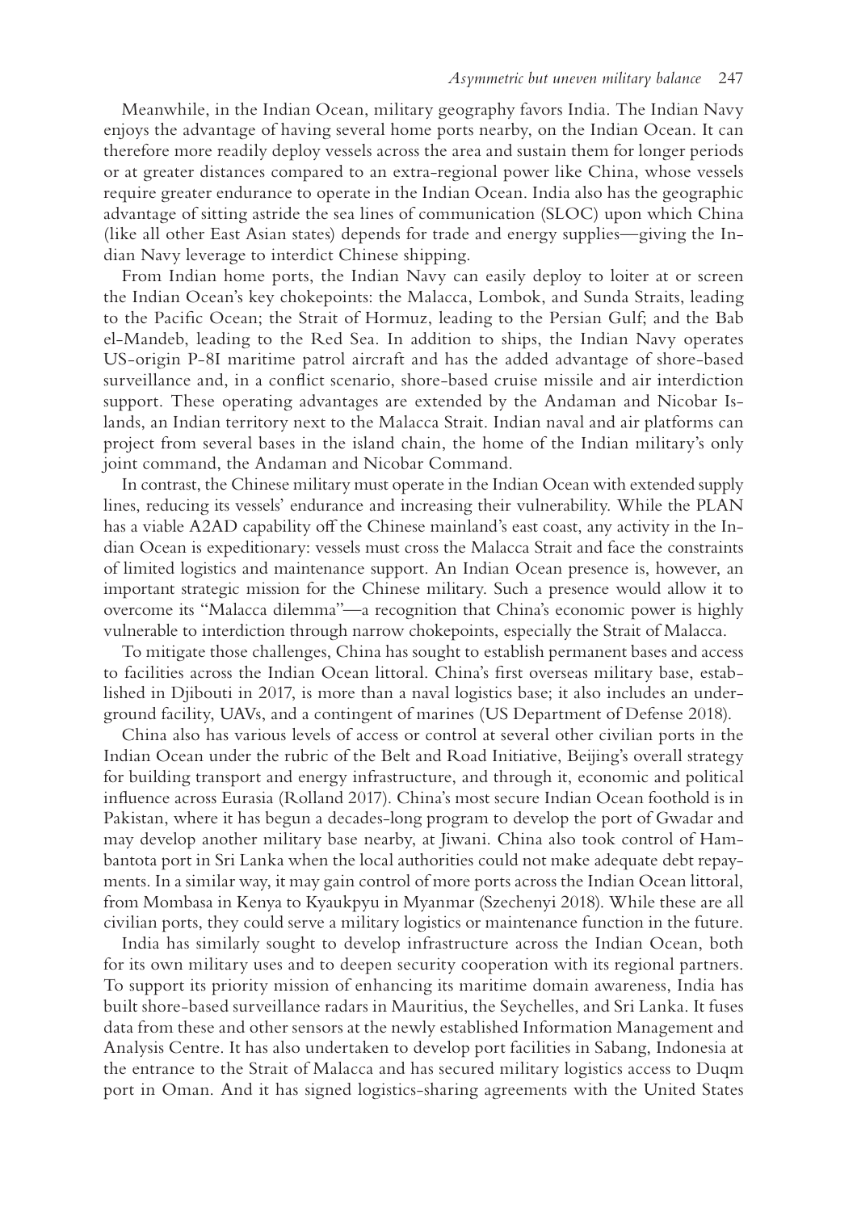Meanwhile, in the Indian Ocean, military geography favors India. The Indian Navy enjoys the advantage of having several home ports nearby, on the Indian Ocean. It can therefore more readily deploy vessels across the area and sustain them for longer periods or at greater distances compared to an extra-regional power like China, whose vessels require greater endurance to operate in the Indian Ocean. India also has the geographic advantage of sitting astride the sea lines of communication (SLOC) upon which China (like all other East Asian states) depends for trade and energy supplies—giving the Indian Navy leverage to interdict Chinese shipping.

From Indian home ports, the Indian Navy can easily deploy to loiter at or screen the Indian Ocean's key chokepoints: the Malacca, Lombok, and Sunda Straits, leading to the Pacific Ocean; the Strait of Hormuz, leading to the Persian Gulf; and the Bab el-Mandeb, leading to the Red Sea. In addition to ships, the Indian Navy operates US-origin P-8I maritime patrol aircraft and has the added advantage of shore-based surveillance and, in a conflict scenario, shore-based cruise missile and air interdiction support. These operating advantages are extended by the Andaman and Nicobar Islands, an Indian territory next to the Malacca Strait. Indian naval and air platforms can project from several bases in the island chain, the home of the Indian military's only joint command, the Andaman and Nicobar Command.

In contrast, the Chinese military must operate in the Indian Ocean with extended supply lines, reducing its vessels' endurance and increasing their vulnerability. While the PLAN has a viable A2AD capability off the Chinese mainland's east coast, any activity in the Indian Ocean is expeditionary: vessels must cross the Malacca Strait and face the constraints of limited logistics and maintenance support. An Indian Ocean presence is, however, an important strategic mission for the Chinese military. Such a presence would allow it to overcome its "Malacca dilemma"—a recognition that China's economic power is highly vulnerable to interdiction through narrow chokepoints, especially the Strait of Malacca.

To mitigate those challenges, China has sought to establish permanent bases and access to facilities across the Indian Ocean littoral. China's first overseas military base, established in Djibouti in 2017, is more than a naval logistics base; it also includes an underground facility, UAVs, and a contingent of marines (US Department of Defense 2018).

China also has various levels of access or control at several other civilian ports in the Indian Ocean under the rubric of the Belt and Road Initiative, Beijing's overall strategy for building transport and energy infrastructure, and through it, economic and political influence across Eurasia (Rolland 2017). China's most secure Indian Ocean foothold is in Pakistan, where it has begun a decades-long program to develop the port of Gwadar and may develop another military base nearby, at Jiwani. China also took control of Hambantota port in Sri Lanka when the local authorities could not make adequate debt repayments. In a similar way, it may gain control of more ports across the Indian Ocean littoral, from Mombasa in Kenya to Kyaukpyu in Myanmar (Szechenyi 2018). While these are all civilian ports, they could serve a military logistics or maintenance function in the future.

India has similarly sought to develop infrastructure across the Indian Ocean, both for its own military uses and to deepen security cooperation with its regional partners. To support its priority mission of enhancing its maritime domain awareness, India has built shore-based surveillance radars in Mauritius, the Seychelles, and Sri Lanka. It fuses data from these and other sensors at the newly established Information Management and Analysis Centre. It has also undertaken to develop port facilities in Sabang, Indonesia at the entrance to the Strait of Malacca and has secured military logistics access to Duqm port in Oman. And it has signed logistics-sharing agreements with the United States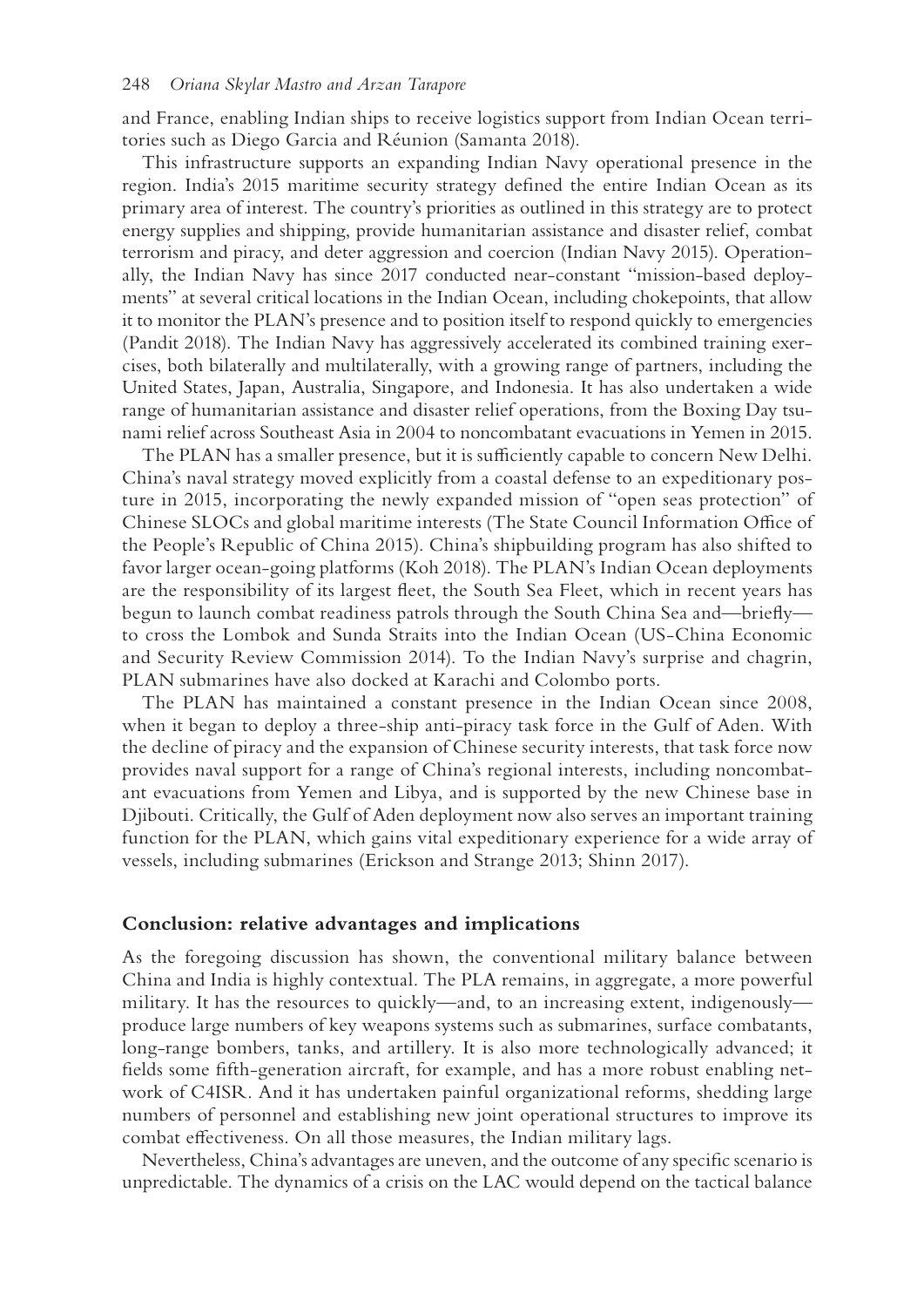and France, enabling Indian ships to receive logistics support from Indian Ocean territories such as Diego Garcia and Réunion (Samanta 2018).

This infrastructure supports an expanding Indian Navy operational presence in the region. India's 2015 maritime security strategy defined the entire Indian Ocean as its primary area of interest. The country's priorities as outlined in this strategy are to protect energy supplies and shipping, provide humanitarian assistance and disaster relief, combat terrorism and piracy, and deter aggression and coercion (Indian Navy 2015). Operationally, the Indian Navy has since 2017 conducted near-constant "mission-based deployments" at several critical locations in the Indian Ocean, including chokepoints, that allow it to monitor the PLAN's presence and to position itself to respond quickly to emergencies (Pandit 2018). The Indian Navy has aggressively accelerated its combined training exercises, both bilaterally and multilaterally, with a growing range of partners, including the United States, Japan, Australia, Singapore, and Indonesia. It has also undertaken a wide range of humanitarian assistance and disaster relief operations, from the Boxing Day tsunami relief across Southeast Asia in 2004 to noncombatant evacuations in Yemen in 2015.

The PLAN has a smaller presence, but it is sufficiently capable to concern New Delhi. China's naval strategy moved explicitly from a coastal defense to an expeditionary posture in 2015, incorporating the newly expanded mission of "open seas protection" of Chinese SLOCs and global maritime interests (The State Council Information Office of the People's Republic of China 2015). China's shipbuilding program has also shifted to favor larger ocean-going platforms (Koh 2018). The PLAN's Indian Ocean deployments are the responsibility of its largest fleet, the South Sea Fleet, which in recent years has begun to launch combat readiness patrols through the South China Sea and—briefly—to cross the Lombok and Sunda Straits into the Indian Ocean (US-China Economic and Security Review Commission 2014). To the Indian Navy's surprise and chagrin, PLAN submarines have also docked at Karachi and Colombo ports.

The PLAN has maintained a constant presence in the Indian Ocean since 2008, when it began to deploy a three-ship anti-piracy task force in the Gulf of Aden. With the decline of piracy and the expansion of Chinese security interests, that task force now provides naval support for a range of China's regional interests, including noncombatant evacuations from Yemen and Libya, and is supported by the new Chinese base in Djibouti. Critically, the Gulf of Aden deployment now also serves an important training function for the PLAN, which gains vital expeditionary experience for a wide array of vessels, including submarines (Erickson and Strange 2013; Shinn 2017).

## Conclusion: relative advantages and implications

As the foregoing discussion has shown, the conventional military balance between China and India is highly contextual. The PLA remains, in aggregate, a more powerful military. It has the resources to quickly—and, to an increasing extent, indigenously—produce large numbers of key weapons systems such as submarines, surface combatants, long-range bombers, tanks, and artillery. It is also more technologically advanced; it fields some fifth-generation aircraft, for example, and has a more robust enabling network of C4ISR. And it has undertaken painful organizational reforms, shedding large numbers of personnel and establishing new joint operational structures to improve its combat effectiveness. On all those measures, the Indian military lags.

Nevertheless, China's advantages are uneven, and the outcome of any specific scenario is unpredictable. The dynamics of a crisis on the LAC would depend on the tactical balance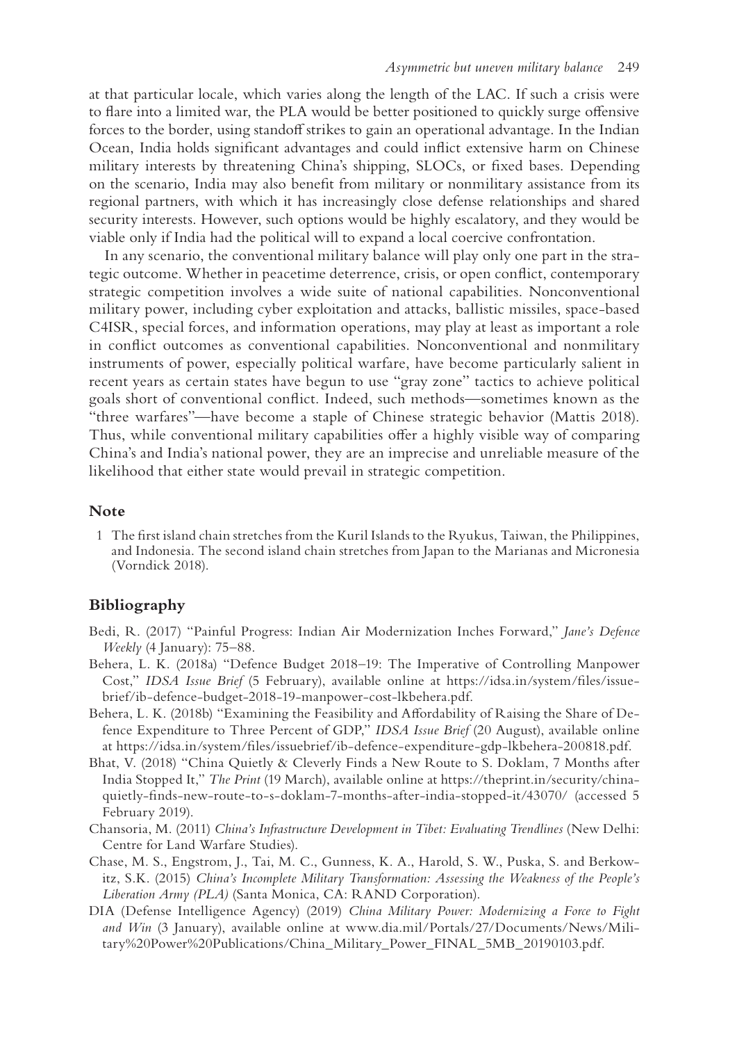at that particular locale, which varies along the length of the LAC. If such a crisis were to flare into a limited war, the PLA would be better positioned to quickly surge offensive forces to the border, using standoff strikes to gain an operational advantage. In the Indian Ocean, India holds significant advantages and could inflict extensive harm on Chinese military interests by threatening China's shipping, SLOCs, or fixed bases. Depending on the scenario, India may also benefit from military or nonmilitary assistance from its regional partners, with which it has increasingly close defense relationships and shared security interests. However, such options would be highly escalatory, and they would be viable only if India had the political will to expand a local coercive confrontation.

In any scenario, the conventional military balance will play only one part in the strategic outcome. Whether in peacetime deterrence, crisis, or open conflict, contemporary strategic competition involves a wide suite of national capabilities. Nonconventional military power, including cyber exploitation and attacks, ballistic missiles, space-based C4ISR, special forces, and information operations, may play at least as important a role in conflict outcomes as conventional capabilities. Nonconventional and nonmilitary instruments of power, especially political warfare, have become particularly salient in recent years as certain states have begun to use "gray zone" tactics to achieve political goals short of conventional conflict. Indeed, such methods—sometimes known as the "three warfares"—have become a staple of Chinese strategic behavior (Mattis 2018). Thus, while conventional military capabilities offer a highly visible way of comparing China's and India's national power, they are an imprecise and unreliable measure of the likelihood that either state would prevail in strategic competition.

## Note

1 The first island chain stretches from the Kuril Islands to the Ryukus, Taiwan, the Philippines, and Indonesia. The second island chain stretches from Japan to the Marianas and Micronesia (Vorndick 2018).

## Bibliography

Bedi, R. (2017) "Painful Progress: Indian Air Modernization Inches Forward," *Jane's Defence Weekly* (4 January): 75–88.

Behera, L. K. (2018a) "Defence Budget 2018–19: The Imperative of Controlling Manpower Cost," *IDSA Issue Brief* (5 February), available online at https://idsa.in/system/files/issuebrief/ib-defence-budget-2018-19-manpower-cost-lkbehera.pdf.

Behera, L. K. (2018b) "Examining the Feasibility and Affordability of Raising the Share of Defence Expenditure to Three Percent of GDP," *IDSA Issue Brief* (20 August), available online at https://idsa.in/system/files/issuebrief/ib-defence-expenditure-gdp-lkbehera-200818.pdf.

Bhat, V. (2018) "China Quietly & Cleverly Finds a New Route to S. Doklam, 7 Months after India Stopped It," *The Print* (19 March), available online at https://theprint.in/security/china-quietly-finds-new-route-to-s-doklam-7-months-after-india-stopped-it/43070/ (accessed 5 February 2019).

Chansoria, M. (2011) *China's Infrastructure Development in Tibet: Evaluating Trendlines* (New Delhi: Centre for Land Warfare Studies).

Chase, M. S., Engstrom, J., Tai, M. C., Gunness, K. A., Harold, S. W., Puska, S. and Berkowitz, S.K. (2015) *China's Incomplete Military Transformation: Assessing the Weakness of the People's Liberation Army (PLA)* (Santa Monica, CA: RAND Corporation).

DIA (Defense Intelligence Agency) (2019) *China Military Power: Modernizing a Force to Fight and Win* (3 January), available online at www.dia.mil/Portals/27/Documents/News/Military%20Power%20Publications/China_Military_Power_FINAL_5MB_20190103.pdf.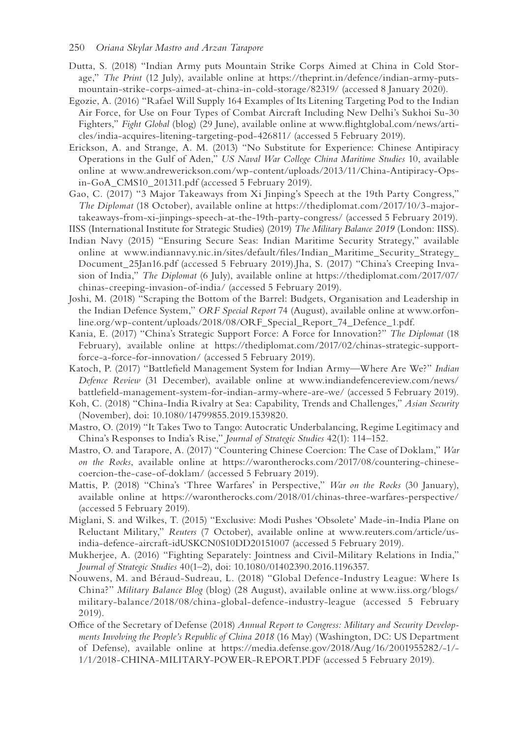Dutta, S. (2018) "Indian Army puts Mountain Strike Corps Aimed at China in Cold Storage," *The Print* (12 July), available online at https://theprint.in/defence/indian-army-puts-mountain-strike-corps-aimed-at-china-in-cold-storage/82319/ (accessed 8 January 2020).

Egozie, A. (2016) "Rafael Will Supply 164 Examples of Its Litening Targeting Pod to the Indian Air Force, for Use on Four Types of Combat Aircraft Including New Delhi's Sukhoi Su-30 Fighters," *Fight Global* (blog) (29 June), available online at www.flightglobal.com/news/articles/india-acquires-litening-targeting-pod-426811/ (accessed 5 February 2019).

Erickson, A. and Strange, A. M. (2013) "No Substitute for Experience: Chinese Antipiracy Operations in the Gulf of Aden," *US Naval War College China Maritime Studies* 10, available online at www.andrewerickson.com/wp-content/uploads/2013/11/China-Antipiracy-Ops-in-GoA_CMS10_201311.pdf (accessed 5 February 2019).

Gao, C. (2017) "3 Major Takeaways from Xi Jinping's Speech at the 19th Party Congress," *The Diplomat* (18 October), available online at https://thediplomat.com/2017/10/3-major-takeaways-from-xi-jinpings-speech-at-the-19th-party-congress/ (accessed 5 February 2019).

IISS (International Institute for Strategic Studies) (2019) *The Military Balance 2019* (London: IISS).

Indian Navy (2015) "Ensuring Secure Seas: Indian Maritime Security Strategy," available online at www.indiannavy.nic.in/sites/default/files/Indian_Maritime_Security_Strategy_Document_25Jan16.pdf (accessed 5 February 2019).Jha, S. (2017) "China's Creeping Invasion of India," *The Diplomat* (6 July), available online at https://thediplomat.com/2017/07/chinas-creeping-invasion-of-india/ (accessed 5 February 2019).

Joshi, M. (2018) "Scraping the Bottom of the Barrel: Budgets, Organisation and Leadership in the Indian Defence System," *ORF Special Report* 74 (August), available online at www.orfonline.org/wp-content/uploads/2018/08/ORF_Special_Report_74_Defence_1.pdf.

Kania, E. (2017) "China's Strategic Support Force: A Force for Innovation?" *The Diplomat* (18 February), available online at https://thediplomat.com/2017/02/chinas-strategic-support-force-a-force-for-innovation/ (accessed 5 February 2019).

Katoch, P. (2017) "Battlefield Management System for Indian Army—Where Are We?" *Indian Defence Review* (31 December), available online at www.indiandefencereview.com/news/battlefield-management-system-for-indian-army-where-are-we/ (accessed 5 February 2019).

Koh, C. (2018) "China-India Rivalry at Sea: Capability, Trends and Challenges," *Asian Security* (November), doi: 10.1080/14799855.2019.1539820.

Mastro, O. (2019) "It Takes Two to Tango: Autocratic Underbalancing, Regime Legitimacy and China's Responses to India's Rise," *Journal of Strategic Studies* 42(1): 114–152.

Mastro, O. and Tarapore, A. (2017) "Countering Chinese Coercion: The Case of Doklam," *War on the Rocks*, available online at https://warontherocks.com/2017/08/countering-chinese-coercion-the-case-of-doklam/ (accessed 5 February 2019).

Mattis, P. (2018) "China's 'Three Warfares' in Perspective," *War on the Rocks* (30 January), available online at https://warontherocks.com/2018/01/chinas-three-warfares-perspective/ (accessed 5 February 2019).

Miglani, S. and Wilkes, T. (2015) "Exclusive: Modi Pushes 'Obsolete' Made-in-India Plane on Reluctant Military," *Reuters* (7 October), available online at www.reuters.com/article/us-india-defence-aircraft-idUSKCN0S10DD20151007 (accessed 5 February 2019).

Mukherjee, A. (2016) "Fighting Separately: Jointness and Civil-Military Relations in India," *Journal of Strategic Studies* 40(1–2), doi: 10.1080/01402390.2016.1196357.

Nouwens, M. and Béraud-Sudreau, L. (2018) "Global Defence-Industry League: Where Is China?" *Military Balance Blog* (blog) (28 August), available online at www.iiss.org/blogs/military-balance/2018/08/china-global-defence-industry-league (accessed 5 February 2019).

Office of the Secretary of Defense (2018) *Annual Report to Congress: Military and Security Developments Involving the People's Republic of China 2018* (16 May) (Washington, DC: US Department of Defense), available online at https://media.defense.gov/2018/Aug/16/2001955282/-1/-1/1/2018-CHINA-MILITARY-POWER-REPORT.PDF (accessed 5 February 2019).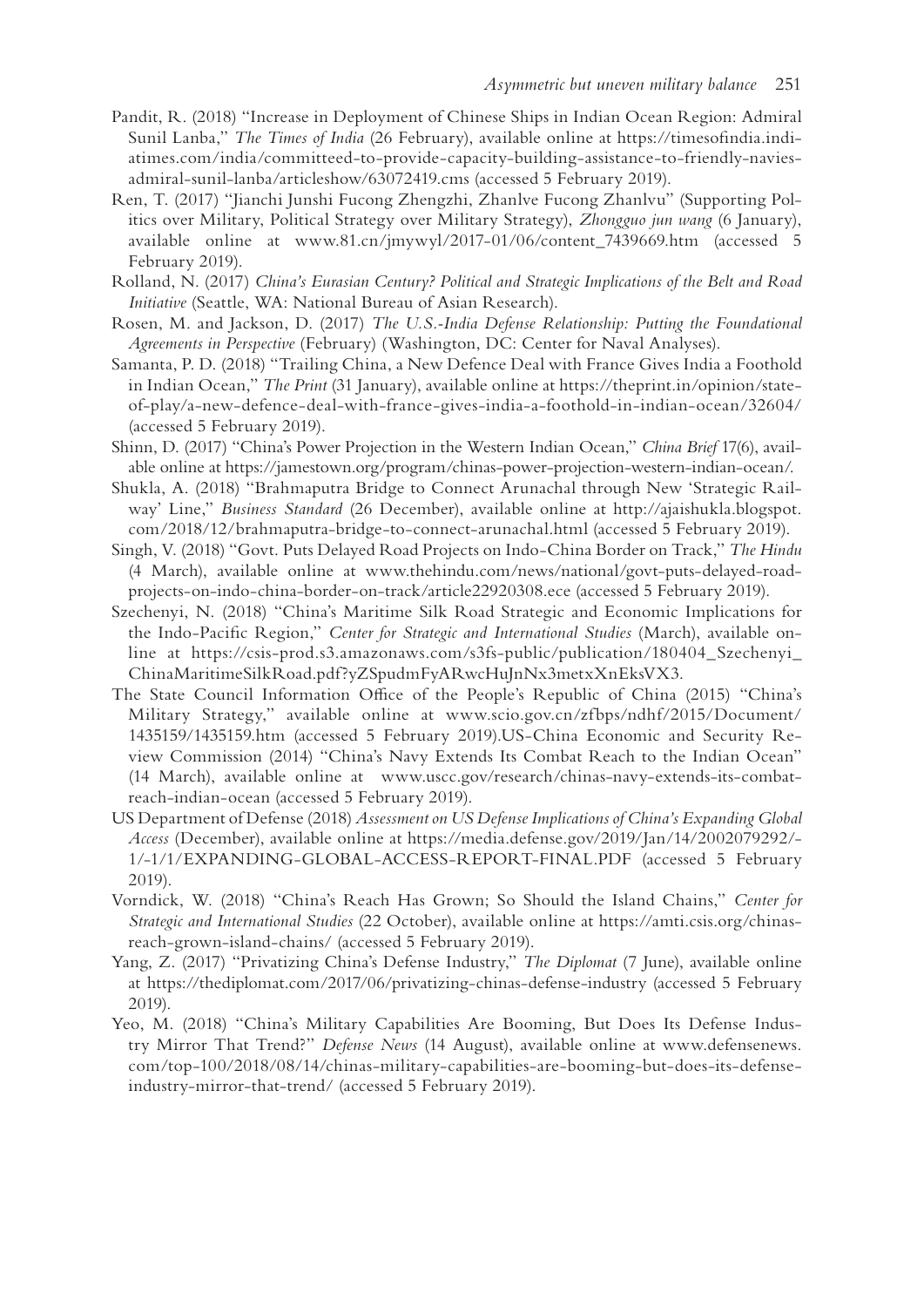Pandit, R. (2018) "Increase in Deployment of Chinese Ships in Indian Ocean Region: Admiral Sunil Lanba," *The Times of India* (26 February), available online at https://timesofindia.indiatimes.com/india/committeed-to-provide-capacity-building-assistance-to-friendly-navies-admiral-sunil-lanba/articleshow/63072419.cms (accessed 5 February 2019).

Ren, T. (2017) "Jianchi Junshi Fucong Zhengzhi, Zhanlve Fucong Zhanlvu" (Supporting Politics over Military, Political Strategy over Military Strategy), *Zhongguo jun wang* (6 January), available online at www.81.cn/jmywyl/2017-01/06/content_7439669.htm (accessed 5 February 2019).

Rolland, N. (2017) *China's Eurasian Century? Political and Strategic Implications of the Belt and Road Initiative* (Seattle, WA: National Bureau of Asian Research).

Rosen, M. and Jackson, D. (2017) *The U.S.-India Defense Relationship: Putting the Foundational Agreements in Perspective* (February) (Washington, DC: Center for Naval Analyses).

Samanta, P. D. (2018) "Trailing China, a New Defence Deal with France Gives India a Foothold in Indian Ocean," *The Print* (31 January), available online at https://theprint.in/opinion/state-of-play/a-new-defence-deal-with-france-gives-india-a-foothold-in-indian-ocean/32604/ (accessed 5 February 2019).

Shinn, D. (2017) "China's Power Projection in the Western Indian Ocean," *China Brief* 17(6), available online at https://jamestown.org/program/chinas-power-projection-western-indian-ocean/.

Shukla, A. (2018) "Brahmaputra Bridge to Connect Arunachal through New 'Strategic Railway' Line," *Business Standard* (26 December), available online at http://ajaishukla.blogspot.com/2018/12/brahmaputra-bridge-to-connect-arunachal.html (accessed 5 February 2019).

Singh, V. (2018) "Govt. Puts Delayed Road Projects on Indo-China Border on Track," *The Hindu* (4 March), available online at www.thehindu.com/news/national/govt-puts-delayed-road-projects-on-indo-china-border-on-track/article22920308.ece (accessed 5 February 2019).

Szechenyi, N. (2018) "China's Maritime Silk Road Strategic and Economic Implications for the Indo-Pacific Region," *Center for Strategic and International Studies* (March), available online at https://csis-prod.s3.amazonaws.com/s3fs-public/publication/180404_Szechenyi_ChinaMaritimeSilkRoad.pdf?yZSpudmFyARwcHuJnNx3metxXnEksVX3.

The State Council Information Office of the People's Republic of China (2015) "China's Military Strategy," available online at www.scio.gov.cn/zfbps/ndhf/2015/Document/1435159/1435159.htm (accessed 5 February 2019).US-China Economic and Security Review Commission (2014) "China's Navy Extends Its Combat Reach to the Indian Ocean" (14 March), available online at www.uscc.gov/research/chinas-navy-extends-its-combat-reach-indian-ocean (accessed 5 February 2019).

US Department of Defense (2018) *Assessment on US Defense Implications of China's Expanding Global Access* (December), available online at https://media.defense.gov/2019/Jan/14/2002079292/-1/-1/1/EXPANDING-GLOBAL-ACCESS-REPORT-FINAL.PDF (accessed 5 February 2019).

Vorndick, W. (2018) "China's Reach Has Grown; So Should the Island Chains," *Center for Strategic and International Studies* (22 October), available online at https://amti.csis.org/chinas-reach-grown-island-chains/ (accessed 5 February 2019).

Yang, Z. (2017) "Privatizing China's Defense Industry," *The Diplomat* (7 June), available online at https://thediplomat.com/2017/06/privatizing-chinas-defense-industry (accessed 5 February 2019).

Yeo, M. (2018) "China's Military Capabilities Are Booming, But Does Its Defense Industry Mirror That Trend?" *Defense News* (14 August), available online at www.defensenews.com/top-100/2018/08/14/chinas-military-capabilities-are-booming-but-does-its-defense-industry-mirror-that-trend/ (accessed 5 February 2019).